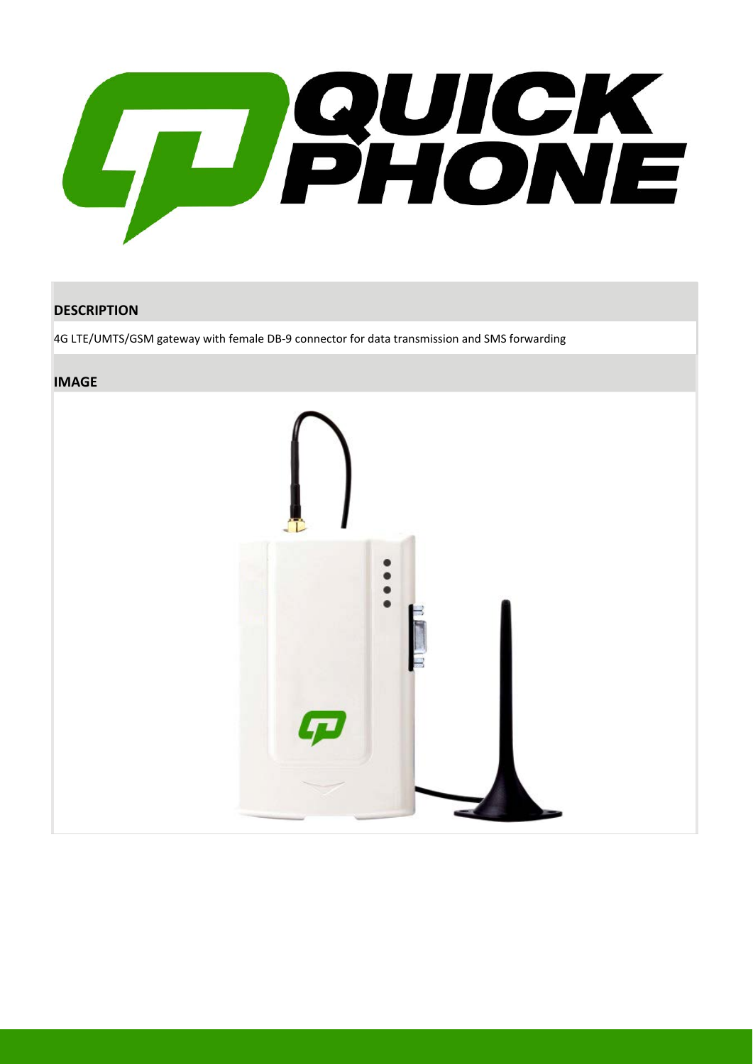**DESCRIPTION**

4G LTE/UMTS/GSM gateway with female DB-9 connector for data transmission and SMS forwarding

**IMAGE**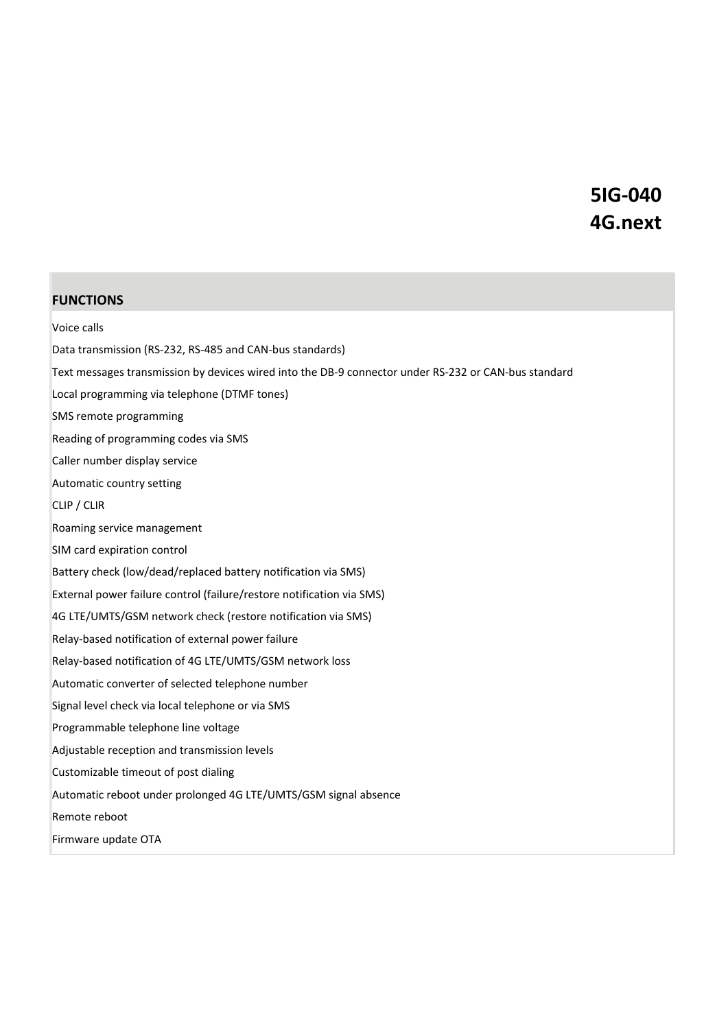# 5IG-040
# 4G.next

## FUNCTIONS

Voice calls

Data transmission (RS-232, RS-485 and CAN-bus standards)

Text messages transmission by devices wired into the DB-9 connector under RS-232 or CAN-bus standard

Local programming via telephone (DTMF tones)

SMS remote programming

Reading of programming codes via SMS

Caller number display service

Automatic country setting

CLIP / CLIR

Roaming service management

SIM card expiration control

Battery check (low/dead/replaced battery notification via SMS)

External power failure control (failure/restore notification via SMS)

4G LTE/UMTS/GSM network check (restore notification via SMS)

Relay-based notification of external power failure

Relay-based notification of 4G LTE/UMTS/GSM network loss

Automatic converter of selected telephone number

Signal level check via local telephone or via SMS

Programmable telephone line voltage

Adjustable reception and transmission levels

Customizable timeout of post dialing

Automatic reboot under prolonged 4G LTE/UMTS/GSM signal absence

Remote reboot

Firmware update OTA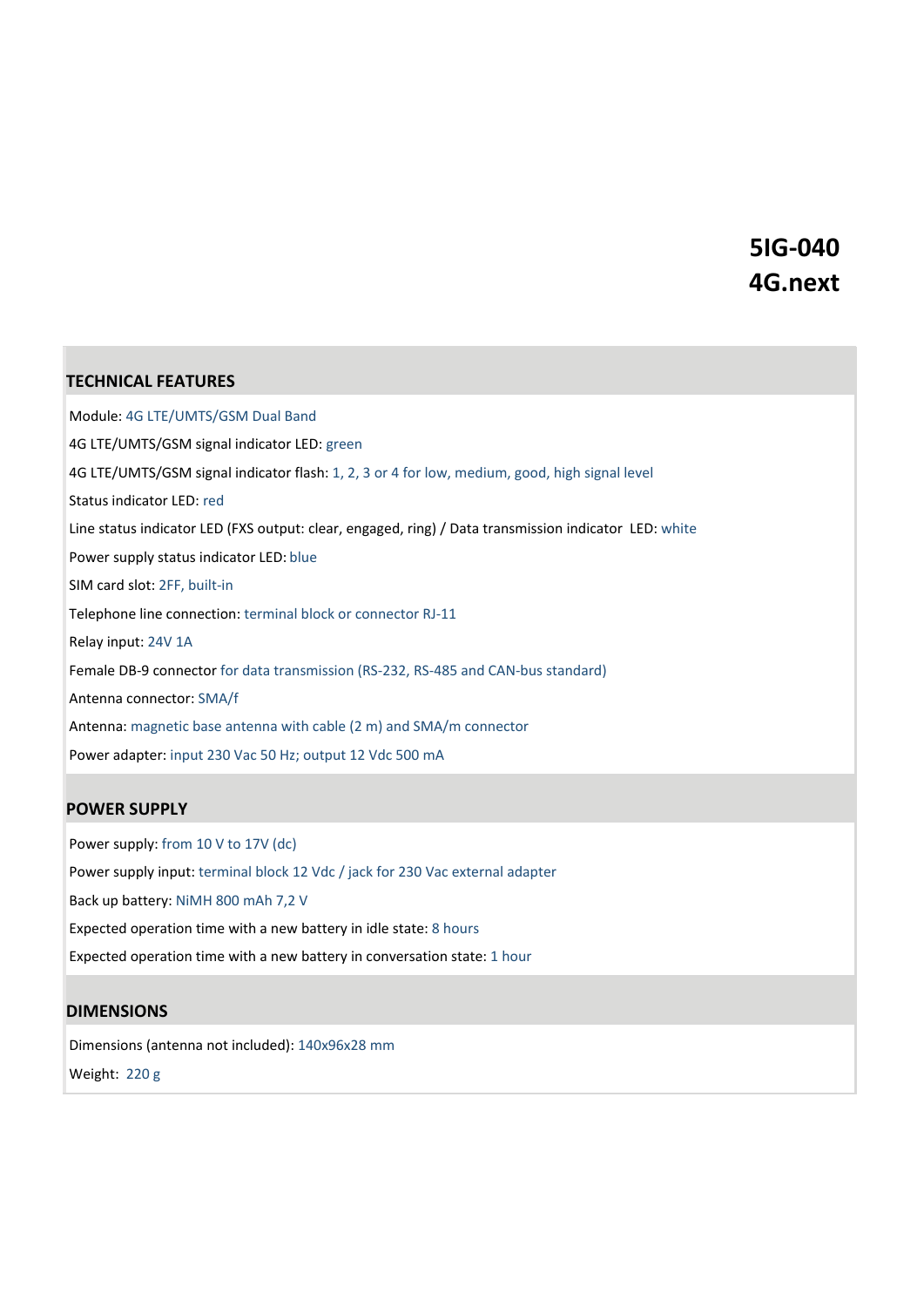# 5IG-040
# 4G.next

## TECHNICAL FEATURES

Module: 4G LTE/UMTS/GSM Dual Band

4G LTE/UMTS/GSM signal indicator LED: green

4G LTE/UMTS/GSM signal indicator flash: 1, 2, 3 or 4 for low, medium, good, high signal level

Status indicator LED: red

Line status indicator LED (FXS output: clear, engaged, ring) / Data transmission indicator LED: white

Power supply status indicator LED: blue

SIM card slot: 2FF, built-in

Telephone line connection: terminal block or connector RJ-11

Relay input: 24V 1A

Female DB-9 connector for data transmission (RS-232, RS-485 and CAN-bus standard)

Antenna connector: SMA/f

Antenna: magnetic base antenna with cable (2 m) and SMA/m connector

Power adapter: input 230 Vac 50 Hz; output 12 Vdc 500 mA

## POWER SUPPLY

Power supply: from 10 V to 17V (dc)

Power supply input: terminal block 12 Vdc / jack for 230 Vac external adapter

Back up battery: NiMH 800 mAh 7,2 V

Expected operation time with a new battery in idle state: 8 hours

Expected operation time with a new battery in conversation state: 1 hour

## DIMENSIONS

Dimensions (antenna not included): 140x96x28 mm

Weight: 220 g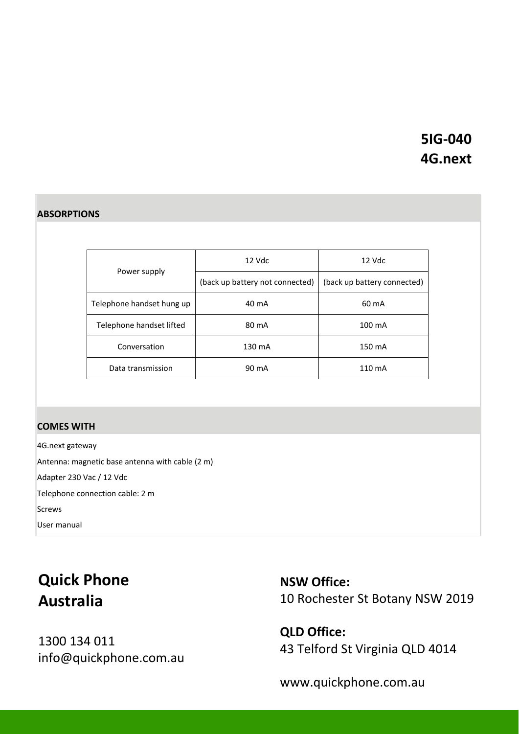**5IG-040**
**4G.next**

## ABSORPTIONS

| Power supply | 12 Vdc (back up battery not connected) | 12 Vdc (back up battery connected) |
|---|---|---|
| Telephone handset hung up | 40 mA | 60 mA |
| Telephone handset lifted | 80 mA | 100 mA |
| Conversation | 130 mA | 150 mA |
| Data transmission | 90 mA | 110 mA |

## COMES WITH

4G.next gateway

Antenna: magnetic base antenna with cable (2 m)

Adapter 230 Vac / 12 Vdc

Telephone connection cable: 2 m

Screws

User manual

## Quick Phone Australia

1300 134 011
info@quickphone.com.au

**NSW Office:**
10 Rochester St Botany NSW 2019

**QLD Office:**
43 Telford St Virginia QLD 4014

www.quickphone.com.au